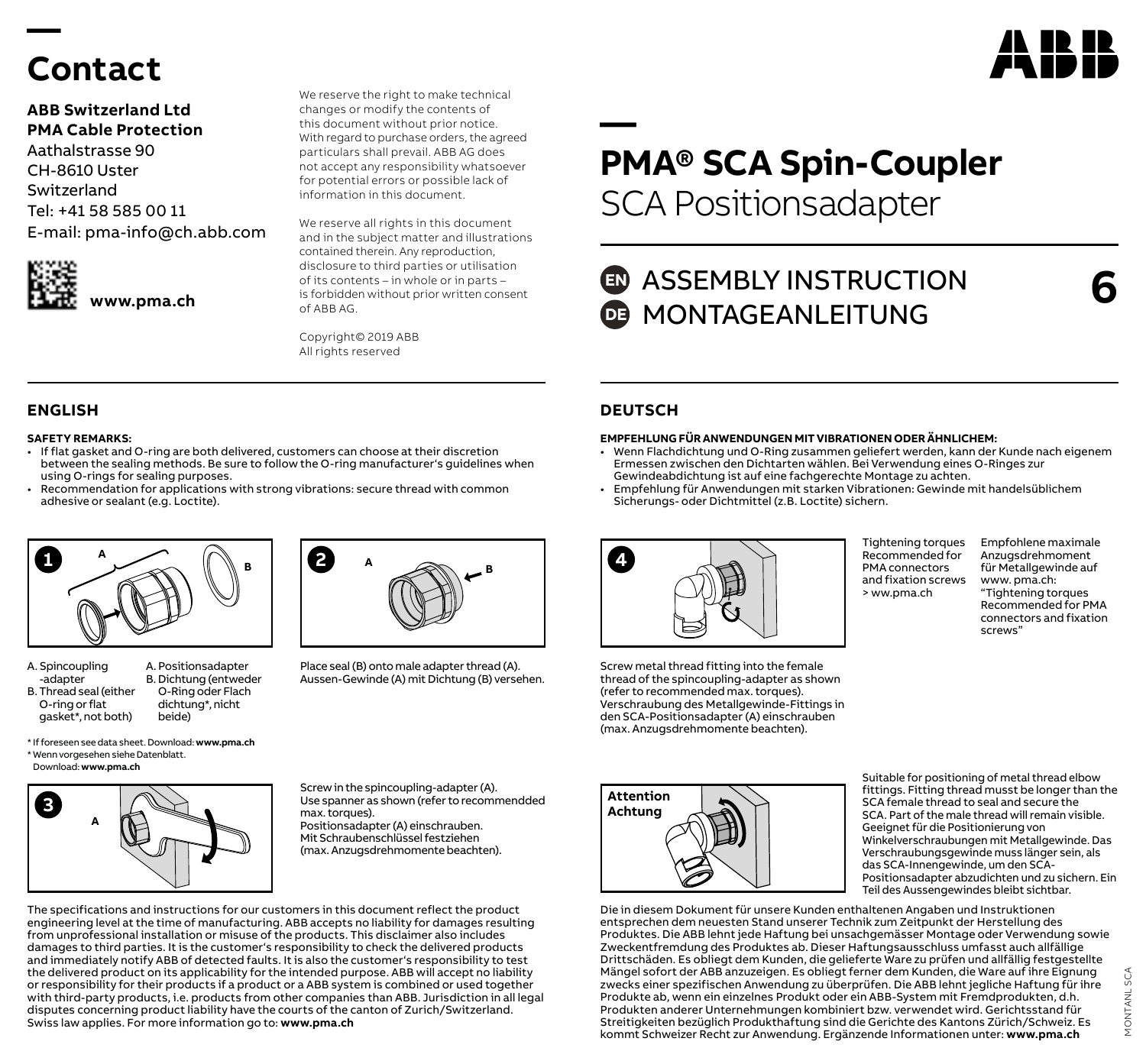# Contact

**ABB Switzerland Ltd**
**PMA Cable Protection**
Aathalstrasse 90
CH-8610 Uster
Switzerland
Tel: +41 58 585 00 11
E-mail: pma-info@ch.abb.com

**www.pma.ch**

We reserve the right to make technical changes or modify the contents of this document without prior notice. With regard to purchase orders, the agreed particulars shall prevail. ABB AG does not accept any responsibility whatsoever for potential errors or possible lack of information in this document.

We reserve all rights in this document and in the subject matter and illustrations contained therein. Any reproduction, disclosure to third parties or utilisation of its contents – in whole or in parts – is forbidden without prior written consent of ABB AG.

Copyright© 2019 ABB
All rights reserved

# PMA® SCA Spin-Coupler
SCA Positionsadapter

## EN ASSEMBLY INSTRUCTION
## DE MONTAGEANLEITUNG

6

## ENGLISH

**SAFETY REMARKS:**

- If flat gasket and O-ring are both delivered, customers can choose at their discretion between the sealing methods. Be sure to follow the O-ring manufacturer's guidelines when using O-rings for sealing purposes.
- Recommendation for applications with strong vibrations: secure thread with common adhesive or sealant (e.g. Loctite).

**1**

A. Spincoupling -adapter
B. Thread seal (either O-ring or flat gasket*, not both)

A. Positionsadapter
B. Dichtung (entweder O-Ring oder Flach dichtung*, nicht beide)

\* If foreseen see data sheet. Download: **www.pma.ch**
\* Wenn vorgesehen siehe Datenblatt. Download: **www.pma.ch**

**2**

Place seal (B) onto male adapter thread (A).
Aussen-Gewinde (A) mit Dichtung (B) versehen.

**3**

Screw in the spincoupling-adapter (A).
Use spanner as shown (refer to recommendded max. torques).
Positionsadapter (A) einschrauben.
Mit Schraubenschlüssel festziehen (max. Anzugsdrehmomente beachten).

The specifications and instructions for our customers in this document reflect the product engineering level at the time of manufacturing. ABB accepts no liability for damages resulting from unprofessional installation or misuse of the products. This disclaimer also includes damages to third parties. It is the customer's responsibility to check the delivered products and immediately notify ABB of detected faults. It is also the customer's responsibility to test the delivered product on its applicability for the intended purpose. ABB will accept no liability or responsibility for their products if a product or a ABB system is combined or used together with third-party products, i.e. products from other companies than ABB. Jurisdiction in all legal disputes concerning product liability have the courts of the canton of Zurich/Switzerland. Swiss law applies. For more information go to: **www.pma.ch**

## DEUTSCH

**EMPFEHLUNG FÜR ANWENDUNGEN MIT VIBRATIONEN ODER ÄHNLICHEM:**

- Wenn Flachdichtung und O-Ring zusammen geliefert werden, kann der Kunde nach eigenem Ermessen zwischen den Dichtarten wählen. Bei Verwendung eines O-Ringes zur Gewindeabdichtung ist auf eine fachgerechte Montage zu achten.
- Empfehlung für Anwendungen mit starken Vibrationen: Gewinde mit handelsüblichem Sicherungs- oder Dichtmittel (z.B. Loctite) sichern.

**4**

Tightening torques Recommended for PMA connectors and fixation screws > ww.pma.ch

Empfohlene maximale Anzugsdrehmoment für Metallgewinde auf www. pma.ch: "Tightening torques Recommended for PMA connectors and fixation screws"

Screw metal thread fitting into the female thread of the spincoupling-adapter as shown (refer to recommended max. torques).
Verschraubung des Metallgewinde-Fittings in den SCA-Positionsadapter (A) einschrauben (max. Anzugsdrehmomente beachten).

**Attention**
**Achtung**

Suitable for positioning of metal thread elbow fittings. Fitting thread musst be longer than the SCA female thread to seal and secure the SCA. Part of the male thread will remain visible.
Geeignet für die Positionierung von Winkelverschraubungen mit Metallgewinde. Das Verschraubungsgewinde muss länger sein, als das SCA-Innengewinde, um den SCA-Positionsadapter abzudichten und zu sichern. Ein Teil des Aussengewindes bleibt sichtbar.

Die in diesem Dokument für unsere Kunden enthaltenen Angaben und Instruktionen entsprechen dem neuesten Stand unserer Technik zum Zeitpunkt der Herstellung des Produktes. Die ABB lehnt jede Haftung bei unsachgemässer Montage oder Verwendung sowie Zweckentfremdung des Produktes ab. Dieser Haftungsausschluss umfasst auch allfällige Drittschäden. Es obliegt dem Kunden, die gelieferte Ware zu prüfen und allfällig festgestellte Mängel sofort der ABB anzuzeigen. Es obliegt ferner dem Kunden, die Ware auf ihre Eignung zwecks einer spezifischen Anwendung zu überprüfen. Die ABB lehnt jegliche Haftung für ihre Produkte ab, wenn ein einzelnes Produkt oder ein ABB-System mit Fremdprodukten, d.h. Produkten anderer Unternehmungen kombiniert bzw. verwendet wird. Gerichtsstand für Streitigkeiten bezüglich Produkthaftung sind die Gerichte des Kantons Zürich/Schweiz. Es kommt Schweizer Recht zur Anwendung. Ergänzende Informationen unter: **www.pma.ch**

MONTANL SCA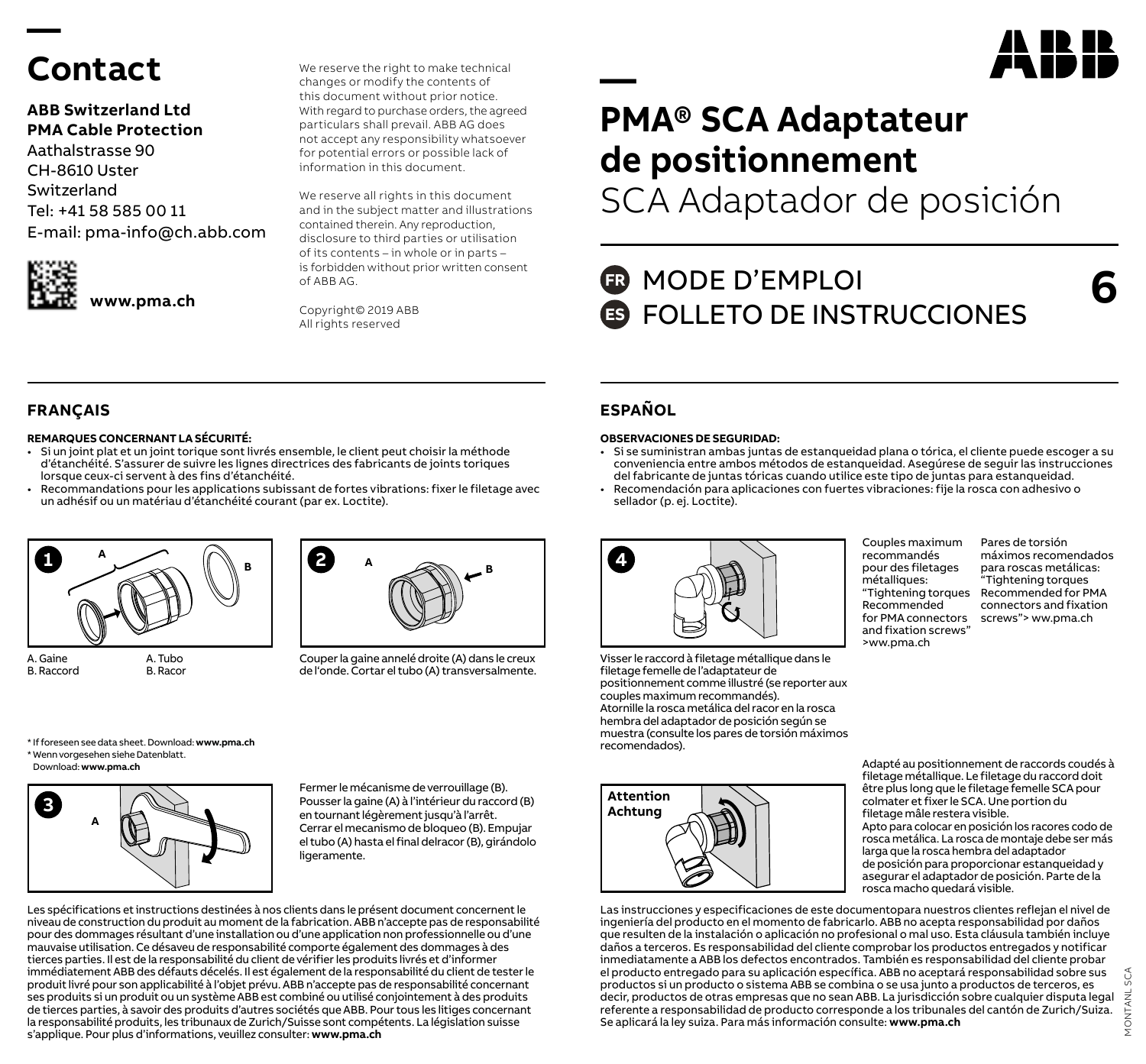# Contact

**ABB Switzerland Ltd**
**PMA Cable Protection**
Aathalstrasse 90
CH-8610 Uster
Switzerland
Tel: +41 58 585 00 11
E-mail: pma-info@ch.abb.com

**www.pma.ch**

We reserve the right to make technical changes or modify the contents of this document without prior notice. With regard to purchase orders, the agreed particulars shall prevail. ABB AG does not accept any responsibility whatsoever for potential errors or possible lack of information in this document.

We reserve all rights in this document and in the subject matter and illustrations contained therein. Any reproduction, disclosure to third parties or utilisation of its contents – in whole or in parts – is forbidden without prior written consent of ABB AG.

Copyright© 2019 ABB
All rights reserved

# PMA® SCA Adaptateur de positionnement

SCA Adaptador de posición

## FR MODE D'EMPLOI
## ES FOLLETO DE INSTRUCCIONES

6

## FRANÇAIS

**REMARQUES CONCERNANT LA SÉCURITÉ:**

- Si un joint plat et un joint torique sont livrés ensemble, le client peut choisir la méthode d'étanchéité. S'assurer de suivre les lignes directrices des fabricants de joints toriques lorsque ceux-ci servent à des fins d'étanchéité.
- Recommandations pour les applications subissant de fortes vibrations: fixer le filetage avec un adhésif ou un matériau d'étanchéité courant (par ex. Loctite).

1

A. Gaine
B. Raccord

A. Tubo
B. Racor

2

Couper la gaine annelé droite (A) dans le creux de l'onde. Cortar el tubo (A) transversalmente.

\* If foreseen see data sheet. Download: **www.pma.ch**
\* Wenn vorgesehen siehe Datenblatt. Download: **www.pma.ch**

3

Fermer le mécanisme de verrouillage (B). Pousser la gaine (A) à l'intérieur du raccord (B) en tournant légèrement jusqu'à l'arrêt. Cerrar el mecanismo de bloqueo (B). Empujar el tubo (A) hasta el final delracor (B), girándolo ligeramente.

Les spécifications et instructions destinées à nos clients dans le présent document concernent le niveau de construction du produit au moment de la fabrication. ABB n'accepte pas de responsabilité pour des dommages résultant d'une installation ou d'une application non professionnelle ou d'une mauvaise utilisation. Ce désaveu de responsabilité comporte également des dommages à des tierces parties. Il est de la responsabilité du client de vérifier les produits livrés et d'informer immédiatement ABB des défauts décelés. Il est également de la responsabilité du client de tester le produit livré pour son applicabilité à l'objet prévu. ABB n'accepte pas de responsabilité concernant ses produits si un produit ou un système ABB est combiné ou utilisé conjointement à des produits de tierces parties, à savoir des produits d'autres sociétés que ABB. Pour tous les litiges concernant la responsabilité produits, les tribunaux de Zurich/Suisse sont compétents. La législation suisse s'applique. Pour plus d'informations, veuillez consulter: **www.pma.ch**

## ESPAÑOL

**OBSERVACIONES DE SEGURIDAD:**

- Si se suministran ambas juntas de estanqueidad plana o tórica, el cliente puede escoger a su conveniencia entre ambos métodos de estanqueidad. Asegúrese de seguir las instrucciones del fabricante de juntas tóricas cuando utilice este tipo de juntas para estanqueidad.
- Recomendación para aplicaciones con fuertes vibraciones: fije la rosca con adhesivo o sellador (p. ej. Loctite).

4

Couples maximum recommandés pour des filetages métalliques: "Tightening torques Recommended for PMA connectors and fixation screws" >ww.pma.ch

Pares de torsión máximos recomendados para roscas metálicas: "Tightening torques Recommended for PMA connectors and fixation screws"> ww.pma.ch

Visser le raccord à filetage métallique dans le filetage femelle de l'adaptateur de positionnement comme illustré (se reporter aux couples maximum recommandés).
Atornille la rosca metálica del racor en la rosca hembra del adaptador de posición según se muestra (consulte los pares de torsión máximos recomendados).

Attention
Achtung

Adapté au positionnement de raccords coudés à filetage métallique. Le filetage du raccord doit être plus long que le filetage femelle SCA pour colmater et fixer le SCA. Une portion du filetage mâle restera visible.
Apto para colocar en posición los racores codo de rosca metálica. La rosca de montaje debe ser más larga que la rosca hembra del adaptador de posición para proporcionar estanqueidad y asegurar el adaptador de posición. Parte de la rosca macho quedará visible.

Las instrucciones y especificaciones de este documentopara nuestros clientes reflejan el nivel de ingeniería del producto en el momento de fabricarlo. ABB no acepta responsabilidad por daños que resulten de la instalación o aplicación no profesional o mal uso. Esta cláusula también incluye daños a terceros. Es responsabilidad del cliente comprobar los productos entregados y notificar inmediatamente a ABB los defectos encontrados. También es responsabilidad del cliente probar el producto entregado para su aplicación específica. ABB no aceptará responsabilidad sobre sus productos si un producto o sistema ABB se combina o se usa junto a productos de terceros, es decir, productos de otras empresas que no sean ABB. La jurisdicción sobre cualquier disputa legal referente a responsabilidad de producto corresponde a los tribunales del cantón de Zurich/Suiza. Se aplicará la ley suiza. Para más información consulte: **www.pma.ch**

MONTANL SCA